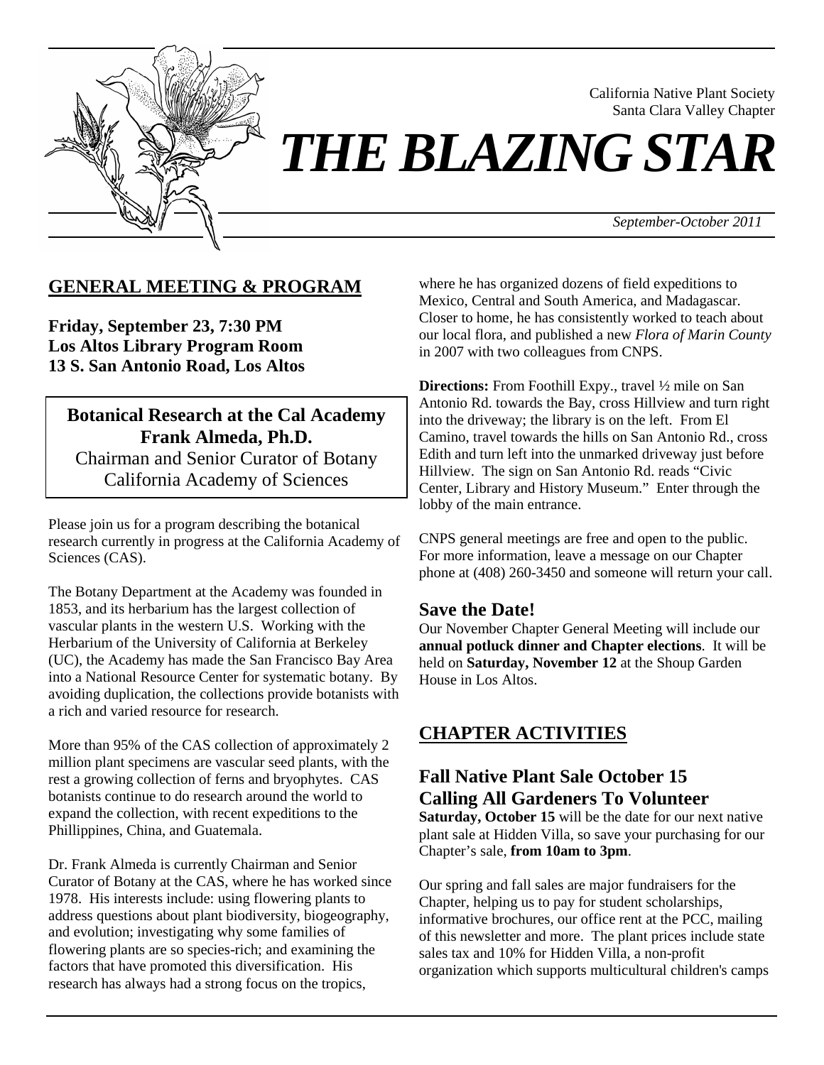California Native Plant Society
Santa Clara Valley Chapter

# *THE BLAZING STAR*

*September-October 2011*

## GENERAL MEETING & PROGRAM

**Friday, September 23, 7:30 PM**
**Los Altos Library Program Room**
**13 S. San Antonio Road, Los Altos**

**Botanical Research at the Cal Academy**
**Frank Almeda, Ph.D.**
Chairman and Senior Curator of Botany
California Academy of Sciences

Please join us for a program describing the botanical research currently in progress at the California Academy of Sciences (CAS).

The Botany Department at the Academy was founded in 1853, and its herbarium has the largest collection of vascular plants in the western U.S. Working with the Herbarium of the University of California at Berkeley (UC), the Academy has made the San Francisco Bay Area into a National Resource Center for systematic botany. By avoiding duplication, the collections provide botanists with a rich and varied resource for research.

More than 95% of the CAS collection of approximately 2 million plant specimens are vascular seed plants, with the rest a growing collection of ferns and bryophytes. CAS botanists continue to do research around the world to expand the collection, with recent expeditions to the Phillippines, China, and Guatemala.

Dr. Frank Almeda is currently Chairman and Senior Curator of Botany at the CAS, where he has worked since 1978. His interests include: using flowering plants to address questions about plant biodiversity, biogeography, and evolution; investigating why some families of flowering plants are so species-rich; and examining the factors that have promoted this diversification. His research has always had a strong focus on the tropics, where he has organized dozens of field expeditions to Mexico, Central and South America, and Madagascar. Closer to home, he has consistently worked to teach about our local flora, and published a new *Flora of Marin County* in 2007 with two colleagues from CNPS.

**Directions:** From Foothill Expy., travel ½ mile on San Antonio Rd. towards the Bay, cross Hillview and turn right into the driveway; the library is on the left. From El Camino, travel towards the hills on San Antonio Rd., cross Edith and turn left into the unmarked driveway just before Hillview. The sign on San Antonio Rd. reads "Civic Center, Library and History Museum." Enter through the lobby of the main entrance.

CNPS general meetings are free and open to the public. For more information, leave a message on our Chapter phone at (408) 260-3450 and someone will return your call.

### Save the Date!

Our November Chapter General Meeting will include our **annual potluck dinner and Chapter elections**. It will be held on **Saturday, November 12** at the Shoup Garden House in Los Altos.

## CHAPTER ACTIVITIES

### Fall Native Plant Sale October 15
### Calling All Gardeners To Volunteer

**Saturday, October 15** will be the date for our next native plant sale at Hidden Villa, so save your purchasing for our Chapter's sale, **from 10am to 3pm**.

Our spring and fall sales are major fundraisers for the Chapter, helping us to pay for student scholarships, informative brochures, our office rent at the PCC, mailing of this newsletter and more. The plant prices include state sales tax and 10% for Hidden Villa, a non-profit organization which supports multicultural children's camps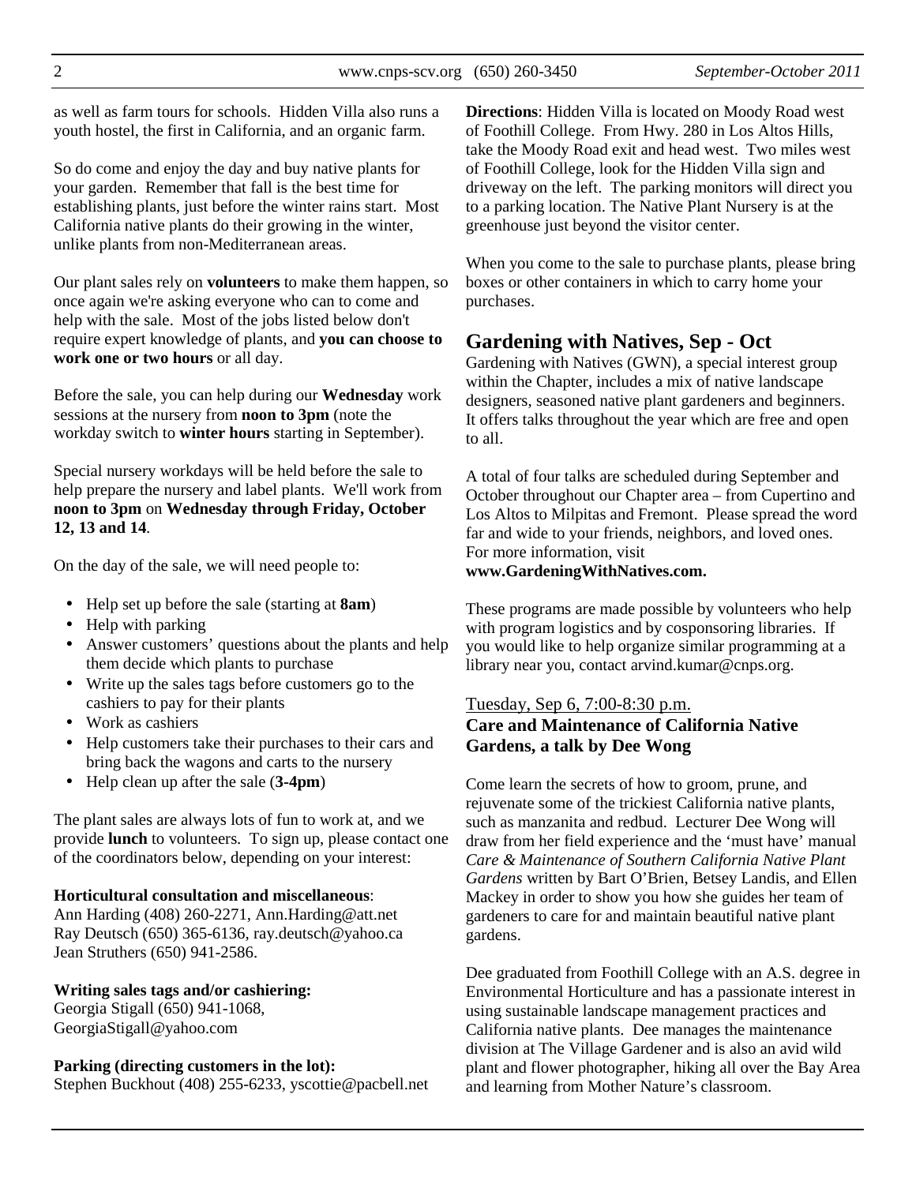as well as farm tours for schools. Hidden Villa also runs a youth hostel, the first in California, and an organic farm.

So do come and enjoy the day and buy native plants for your garden. Remember that fall is the best time for establishing plants, just before the winter rains start. Most California native plants do their growing in the winter, unlike plants from non-Mediterranean areas.

Our plant sales rely on **volunteers** to make them happen, so once again we're asking everyone who can to come and help with the sale. Most of the jobs listed below don't require expert knowledge of plants, and **you can choose to work one or two hours** or all day.

Before the sale, you can help during our **Wednesday** work sessions at the nursery from **noon to 3pm** (note the workday switch to **winter hours** starting in September).

Special nursery workdays will be held before the sale to help prepare the nursery and label plants. We'll work from **noon to 3pm** on **Wednesday through Friday, October 12, 13 and 14**.

On the day of the sale, we will need people to:

- Help set up before the sale (starting at **8am**)
- Help with parking
- Answer customers' questions about the plants and help them decide which plants to purchase
- Write up the sales tags before customers go to the cashiers to pay for their plants
- Work as cashiers
- Help customers take their purchases to their cars and bring back the wagons and carts to the nursery
- Help clean up after the sale (**3-4pm**)

The plant sales are always lots of fun to work at, and we provide **lunch** to volunteers. To sign up, please contact one of the coordinators below, depending on your interest:

**Horticultural consultation and miscellaneous**:
Ann Harding (408) 260-2271, Ann.Harding@att.net
Ray Deutsch (650) 365-6136, ray.deutsch@yahoo.ca
Jean Struthers (650) 941-2586.

**Writing sales tags and/or cashiering:**
Georgia Stigall (650) 941-1068, GeorgiaStigall@yahoo.com

**Parking (directing customers in the lot):**
Stephen Buckhout (408) 255-6233, yscottie@pacbell.net

**Directions**: Hidden Villa is located on Moody Road west of Foothill College. From Hwy. 280 in Los Altos Hills, take the Moody Road exit and head west. Two miles west of Foothill College, look for the Hidden Villa sign and driveway on the left. The parking monitors will direct you to a parking location. The Native Plant Nursery is at the greenhouse just beyond the visitor center.

When you come to the sale to purchase plants, please bring boxes or other containers in which to carry home your purchases.

## Gardening with Natives, Sep - Oct

Gardening with Natives (GWN), a special interest group within the Chapter, includes a mix of native landscape designers, seasoned native plant gardeners and beginners. It offers talks throughout the year which are free and open to all.

A total of four talks are scheduled during September and October throughout our Chapter area – from Cupertino and Los Altos to Milpitas and Fremont. Please spread the word far and wide to your friends, neighbors, and loved ones. For more information, visit **www.GardeningWithNatives.com.**

These programs are made possible by volunteers who help with program logistics and by cosponsoring libraries. If you would like to help organize similar programming at a library near you, contact arvind.kumar@cnps.org.

Tuesday, Sep 6, 7:00-8:30 p.m.
**Care and Maintenance of California Native Gardens, a talk by Dee Wong**

Come learn the secrets of how to groom, prune, and rejuvenate some of the trickiest California native plants, such as manzanita and redbud. Lecturer Dee Wong will draw from her field experience and the 'must have' manual *Care & Maintenance of Southern California Native Plant Gardens* written by Bart O'Brien, Betsey Landis, and Ellen Mackey in order to show you how she guides her team of gardeners to care for and maintain beautiful native plant gardens.

Dee graduated from Foothill College with an A.S. degree in Environmental Horticulture and has a passionate interest in using sustainable landscape management practices and California native plants. Dee manages the maintenance division at The Village Gardener and is also an avid wild plant and flower photographer, hiking all over the Bay Area and learning from Mother Nature's classroom.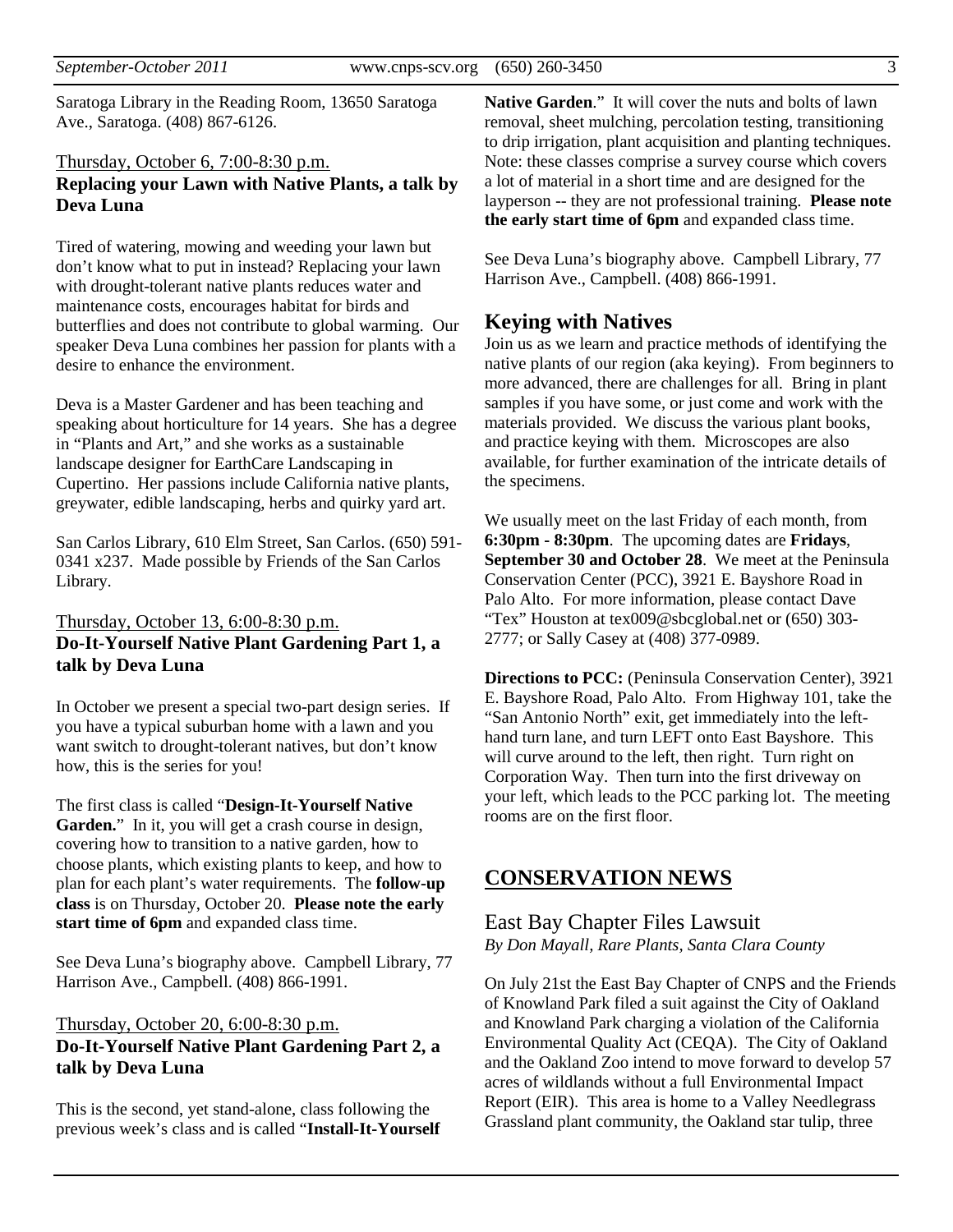Saratoga Library in the Reading Room, 13650 Saratoga Ave., Saratoga. (408) 867-6126.

Thursday, October 6, 7:00-8:30 p.m.
**Replacing your Lawn with Native Plants, a talk by Deva Luna**

Tired of watering, mowing and weeding your lawn but don't know what to put in instead? Replacing your lawn with drought-tolerant native plants reduces water and maintenance costs, encourages habitat for birds and butterflies and does not contribute to global warming. Our speaker Deva Luna combines her passion for plants with a desire to enhance the environment.

Deva is a Master Gardener and has been teaching and speaking about horticulture for 14 years. She has a degree in "Plants and Art," and she works as a sustainable landscape designer for EarthCare Landscaping in Cupertino. Her passions include California native plants, greywater, edible landscaping, herbs and quirky yard art.

San Carlos Library, 610 Elm Street, San Carlos. (650) 591-0341 x237. Made possible by Friends of the San Carlos Library.

Thursday, October 13, 6:00-8:30 p.m.
**Do-It-Yourself Native Plant Gardening Part 1, a talk by Deva Luna**

In October we present a special two-part design series. If you have a typical suburban home with a lawn and you want switch to drought-tolerant natives, but don't know how, this is the series for you!

The first class is called "**Design-It-Yourself Native Garden.**" In it, you will get a crash course in design, covering how to transition to a native garden, how to choose plants, which existing plants to keep, and how to plan for each plant's water requirements. The **follow-up class** is on Thursday, October 20. **Please note the early start time of 6pm** and expanded class time.

See Deva Luna's biography above. Campbell Library, 77 Harrison Ave., Campbell. (408) 866-1991.

Thursday, October 20, 6:00-8:30 p.m.
**Do-It-Yourself Native Plant Gardening Part 2, a talk by Deva Luna**

This is the second, yet stand-alone, class following the previous week's class and is called "**Install-It-Yourself Native Garden**." It will cover the nuts and bolts of lawn removal, sheet mulching, percolation testing, transitioning to drip irrigation, plant acquisition and planting techniques. Note: these classes comprise a survey course which covers a lot of material in a short time and are designed for the layperson -- they are not professional training. **Please note the early start time of 6pm** and expanded class time.

See Deva Luna's biography above. Campbell Library, 77 Harrison Ave., Campbell. (408) 866-1991.

## Keying with Natives

Join us as we learn and practice methods of identifying the native plants of our region (aka keying). From beginners to more advanced, there are challenges for all. Bring in plant samples if you have some, or just come and work with the materials provided. We discuss the various plant books, and practice keying with them. Microscopes are also available, for further examination of the intricate details of the specimens.

We usually meet on the last Friday of each month, from **6:30pm - 8:30pm**. The upcoming dates are **Fridays**, **September 30 and October 28**. We meet at the Peninsula Conservation Center (PCC), 3921 E. Bayshore Road in Palo Alto. For more information, please contact Dave "Tex" Houston at tex009@sbcglobal.net or (650) 303-2777; or Sally Casey at (408) 377-0989.

**Directions to PCC:** (Peninsula Conservation Center), 3921 E. Bayshore Road, Palo Alto. From Highway 101, take the "San Antonio North" exit, get immediately into the left-hand turn lane, and turn LEFT onto East Bayshore. This will curve around to the left, then right. Turn right on Corporation Way. Then turn into the first driveway on your left, which leads to the PCC parking lot. The meeting rooms are on the first floor.

## CONSERVATION NEWS

### East Bay Chapter Files Lawsuit

*By Don Mayall, Rare Plants, Santa Clara County*

On July 21st the East Bay Chapter of CNPS and the Friends of Knowland Park filed a suit against the City of Oakland and Knowland Park charging a violation of the California Environmental Quality Act (CEQA). The City of Oakland and the Oakland Zoo intend to move forward to develop 57 acres of wildlands without a full Environmental Impact Report (EIR). This area is home to a Valley Needlegrass Grassland plant community, the Oakland star tulip, three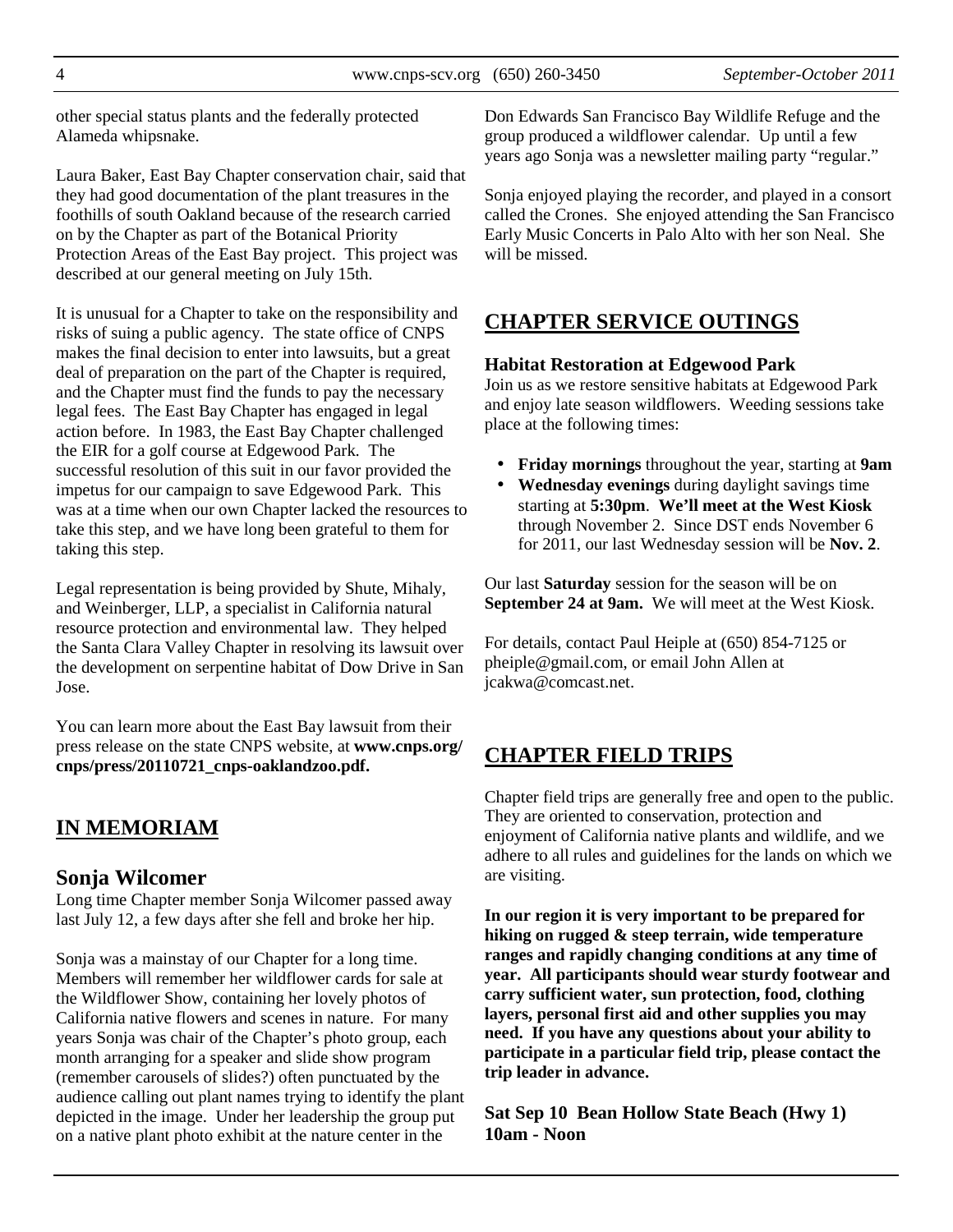other special status plants and the federally protected Alameda whipsnake.

Laura Baker, East Bay Chapter conservation chair, said that they had good documentation of the plant treasures in the foothills of south Oakland because of the research carried on by the Chapter as part of the Botanical Priority Protection Areas of the East Bay project. This project was described at our general meeting on July 15th.

It is unusual for a Chapter to take on the responsibility and risks of suing a public agency. The state office of CNPS makes the final decision to enter into lawsuits, but a great deal of preparation on the part of the Chapter is required, and the Chapter must find the funds to pay the necessary legal fees. The East Bay Chapter has engaged in legal action before. In 1983, the East Bay Chapter challenged the EIR for a golf course at Edgewood Park. The successful resolution of this suit in our favor provided the impetus for our campaign to save Edgewood Park. This was at a time when our own Chapter lacked the resources to take this step, and we have long been grateful to them for taking this step.

Legal representation is being provided by Shute, Mihaly, and Weinberger, LLP, a specialist in California natural resource protection and environmental law. They helped the Santa Clara Valley Chapter in resolving its lawsuit over the development on serpentine habitat of Dow Drive in San Jose.

You can learn more about the East Bay lawsuit from their press release on the state CNPS website, at **www.cnps.org/cnps/press/20110721_cnps-oaklandzoo.pdf.**

## IN MEMORIAM

### Sonja Wilcomer

Long time Chapter member Sonja Wilcomer passed away last July 12, a few days after she fell and broke her hip.

Sonja was a mainstay of our Chapter for a long time. Members will remember her wildflower cards for sale at the Wildflower Show, containing her lovely photos of California native flowers and scenes in nature. For many years Sonja was chair of the Chapter's photo group, each month arranging for a speaker and slide show program (remember carousels of slides?) often punctuated by the audience calling out plant names trying to identify the plant depicted in the image. Under her leadership the group put on a native plant photo exhibit at the nature center in the Don Edwards San Francisco Bay Wildlife Refuge and the group produced a wildflower calendar. Up until a few years ago Sonja was a newsletter mailing party "regular."

Sonja enjoyed playing the recorder, and played in a consort called the Crones. She enjoyed attending the San Francisco Early Music Concerts in Palo Alto with her son Neal. She will be missed.

## CHAPTER SERVICE OUTINGS

**Habitat Restoration at Edgewood Park**

Join us as we restore sensitive habitats at Edgewood Park and enjoy late season wildflowers. Weeding sessions take place at the following times:

- **Friday mornings** throughout the year, starting at **9am**
- **Wednesday evenings** during daylight savings time starting at **5:30pm**. **We'll meet at the West Kiosk** through November 2. Since DST ends November 6 for 2011, our last Wednesday session will be **Nov. 2**.

Our last **Saturday** session for the season will be on **September 24 at 9am.** We will meet at the West Kiosk.

For details, contact Paul Heiple at (650) 854-7125 or pheiple@gmail.com, or email John Allen at jcakwa@comcast.net.

## CHAPTER FIELD TRIPS

Chapter field trips are generally free and open to the public. They are oriented to conservation, protection and enjoyment of California native plants and wildlife, and we adhere to all rules and guidelines for the lands on which we are visiting.

**In our region it is very important to be prepared for hiking on rugged & steep terrain, wide temperature ranges and rapidly changing conditions at any time of year. All participants should wear sturdy footwear and carry sufficient water, sun protection, food, clothing layers, personal first aid and other supplies you may need. If you have any questions about your ability to participate in a particular field trip, please contact the trip leader in advance.**

**Sat Sep 10 Bean Hollow State Beach (Hwy 1) 10am - Noon**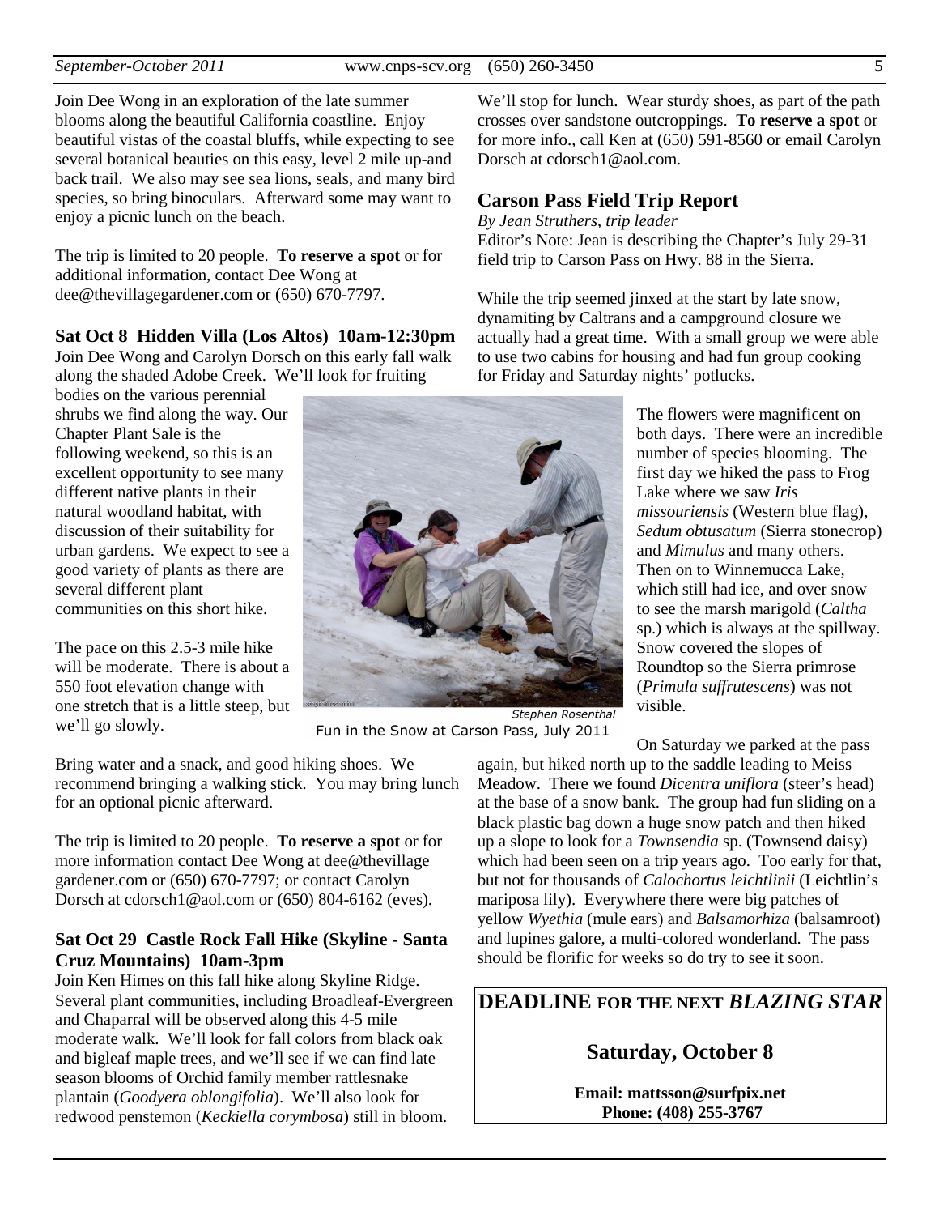Join Dee Wong in an exploration of the late summer blooms along the beautiful California coastline. Enjoy beautiful vistas of the coastal bluffs, while expecting to see several botanical beauties on this easy, level 2 mile up-and back trail. We also may see sea lions, seals, and many bird species, so bring binoculars. Afterward some may want to enjoy a picnic lunch on the beach.

The trip is limited to 20 people. **To reserve a spot** or for additional information, contact Dee Wong at dee@thevillagegardener.com or (650) 670-7797.

### Sat Oct 8 Hidden Villa (Los Altos) 10am-12:30pm

Join Dee Wong and Carolyn Dorsch on this early fall walk along the shaded Adobe Creek. We'll look for fruiting bodies on the various perennial shrubs we find along the way. Our Chapter Plant Sale is the following weekend, so this is an excellent opportunity to see many different native plants in their natural woodland habitat, with discussion of their suitability for urban gardens. We expect to see a good variety of plants as there are several different plant communities on this short hike.

The pace on this 2.5-3 mile hike will be moderate. There is about a 550 foot elevation change with one stretch that is a little steep, but we'll go slowly.

Bring water and a snack, and good hiking shoes. We recommend bringing a walking stick. You may bring lunch for an optional picnic afterward.

The trip is limited to 20 people. **To reserve a spot** or for more information contact Dee Wong at dee@thevillage gardener.com or (650) 670-7797; or contact Carolyn Dorsch at cdorsch1@aol.com or (650) 804-6162 (eves).

### Sat Oct 29 Castle Rock Fall Hike (Skyline - Santa Cruz Mountains) 10am-3pm

Join Ken Himes on this fall hike along Skyline Ridge. Several plant communities, including Broadleaf-Evergreen and Chaparral will be observed along this 4-5 mile moderate walk. We'll look for fall colors from black oak and bigleaf maple trees, and we'll see if we can find late season blooms of Orchid family member rattlesnake plantain (*Goodyera oblongifolia*). We'll also look for redwood penstemon (*Keckiella corymbosa*) still in bloom. We'll stop for lunch. Wear sturdy shoes, as part of the path crosses over sandstone outcroppings. **To reserve a spot** or for more info., call Ken at (650) 591-8560 or email Carolyn Dorsch at cdorsch1@aol.com.

## Carson Pass Field Trip Report

*By Jean Struthers, trip leader*

Editor's Note: Jean is describing the Chapter's July 29-31 field trip to Carson Pass on Hwy. 88 in the Sierra.

While the trip seemed jinxed at the start by late snow, dynamiting by Caltrans and a campground closure we actually had a great time. With a small group we were able to use two cabins for housing and had fun group cooking for Friday and Saturday nights' potlucks.

*Stephen Rosenthal*

Fun in the Snow at Carson Pass, July 2011

The flowers were magnificent on both days. There were an incredible number of species blooming. The first day we hiked the pass to Frog Lake where we saw *Iris missouriensis* (Western blue flag), *Sedum obtusatum* (Sierra stonecrop) and *Mimulus* and many others. Then on to Winnemucca Lake, which still had ice, and over snow to see the marsh marigold (*Caltha* sp.) which is always at the spillway. Snow covered the slopes of Roundtop so the Sierra primrose (*Primula suffrutescens*) was not visible.

On Saturday we parked at the pass again, but hiked north up to the saddle leading to Meiss Meadow. There we found *Dicentra uniflora* (steer's head) at the base of a snow bank. The group had fun sliding on a black plastic bag down a huge snow patch and then hiked up a slope to look for a *Townsendia* sp. (Townsend daisy) which had been seen on a trip years ago. Too early for that, but not for thousands of *Calochortus leichtlinii* (Leichtlin's mariposa lily). Everywhere there were big patches of yellow *Wyethia* (mule ears) and *Balsamorhiza* (balsamroot) and lupines galore, a multi-colored wonderland. The pass should be florific for weeks so do try to see it soon.

**DEADLINE FOR THE NEXT *BLAZING STAR***

**Saturday, October 8**

**Email: mattsson@surfpix.net**
**Phone: (408) 255-3767**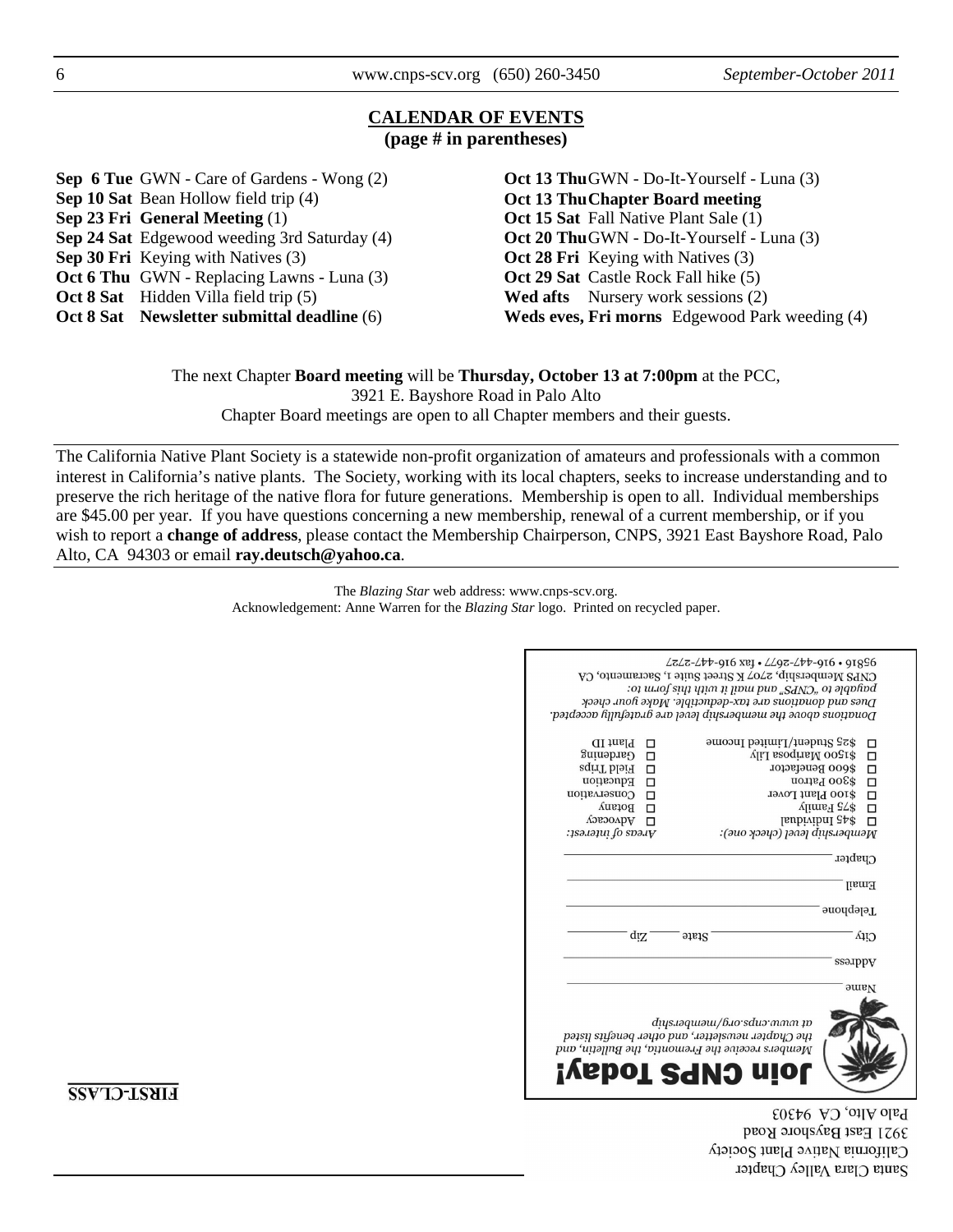## CALENDAR OF EVENTS
**(page # in parentheses)**

**Sep 6 Tue** GWN - Care of Gardens - Wong (2)
**Sep 10 Sat** Bean Hollow field trip (4)
**Sep 23 Fri** **General Meeting** (1)
**Sep 24 Sat** Edgewood weeding 3rd Saturday (4)
**Sep 30 Fri** Keying with Natives (3)
**Oct 6 Thu** GWN - Replacing Lawns - Luna (3)
**Oct 8 Sat** Hidden Villa field trip (5)
**Oct 8 Sat** **Newsletter submittal deadline** (6)
**Oct 13 Thu** GWN - Do-It-Yourself - Luna (3)
**Oct 13 Thu** **Chapter Board meeting**
**Oct 15 Sat** Fall Native Plant Sale (1)
**Oct 20 Thu** GWN - Do-It-Yourself - Luna (3)
**Oct 28 Fri** Keying with Natives (3)
**Oct 29 Sat** Castle Rock Fall hike (5)
**Wed afts** Nursery work sessions (2)
**Weds eves, Fri morns** Edgewood Park weeding (4)

The next Chapter **Board meeting** will be **Thursday, October 13 at 7:00pm** at the PCC, 3921 E. Bayshore Road in Palo Alto
Chapter Board meetings are open to all Chapter members and their guests.

The California Native Plant Society is a statewide non-profit organization of amateurs and professionals with a common interest in California's native plants. The Society, working with its local chapters, seeks to increase understanding and to preserve the rich heritage of the native flora for future generations. Membership is open to all. Individual memberships are $45.00 per year. If you have questions concerning a new membership, renewal of a current membership, or if you wish to report a **change of address**, please contact the Membership Chairperson, CNPS, 3921 East Bayshore Road, Palo Alto, CA 94303 or email **ray.deutsch@yahoo.ca**.

The *Blazing Star* web address: www.cnps-scv.org.
Acknowledgement: Anne Warren for the *Blazing Star* logo. Printed on recycled paper.

Santa Clara Valley Chapter
California Native Plant Society
3921 East Bayshore Road
Palo Alto, CA 94303

**FIRST-CLASS**

**Join CNPS Today!**

*Members receive the Fremontia, the Bulletin, and the Chapter newsletter, and other benefits listed at www.cnps.org/membership*

Name
Address
City State Zip
Telephone
Email
Chapter

*Membership level (check one):*
- ☐ $45 Individual
- ☐ $75 Family
- ☐ $100 Plant Lover
- ☐ $300 Patron
- ☐ $600 Benefactor
- ☐ $1500 Mariposa Lily
- ☐ $25 Student/Limited Income

*Areas of interest:*
- ☐ Advocacy
- ☐ Botany
- ☐ Conservation
- ☐ Education
- ☐ Field Trips
- ☐ Gardening
- ☐ Plant ID

*Donations above the membership level are gratefully accepted. Dues and donations are tax-deductible. Make your check payable to "CNPS" and mail it with this form to:*
CNPS Membership, 2707 K Street Suite 1, Sacramento, CA 95816 • 916-447-2677 • fax 916-447-2727